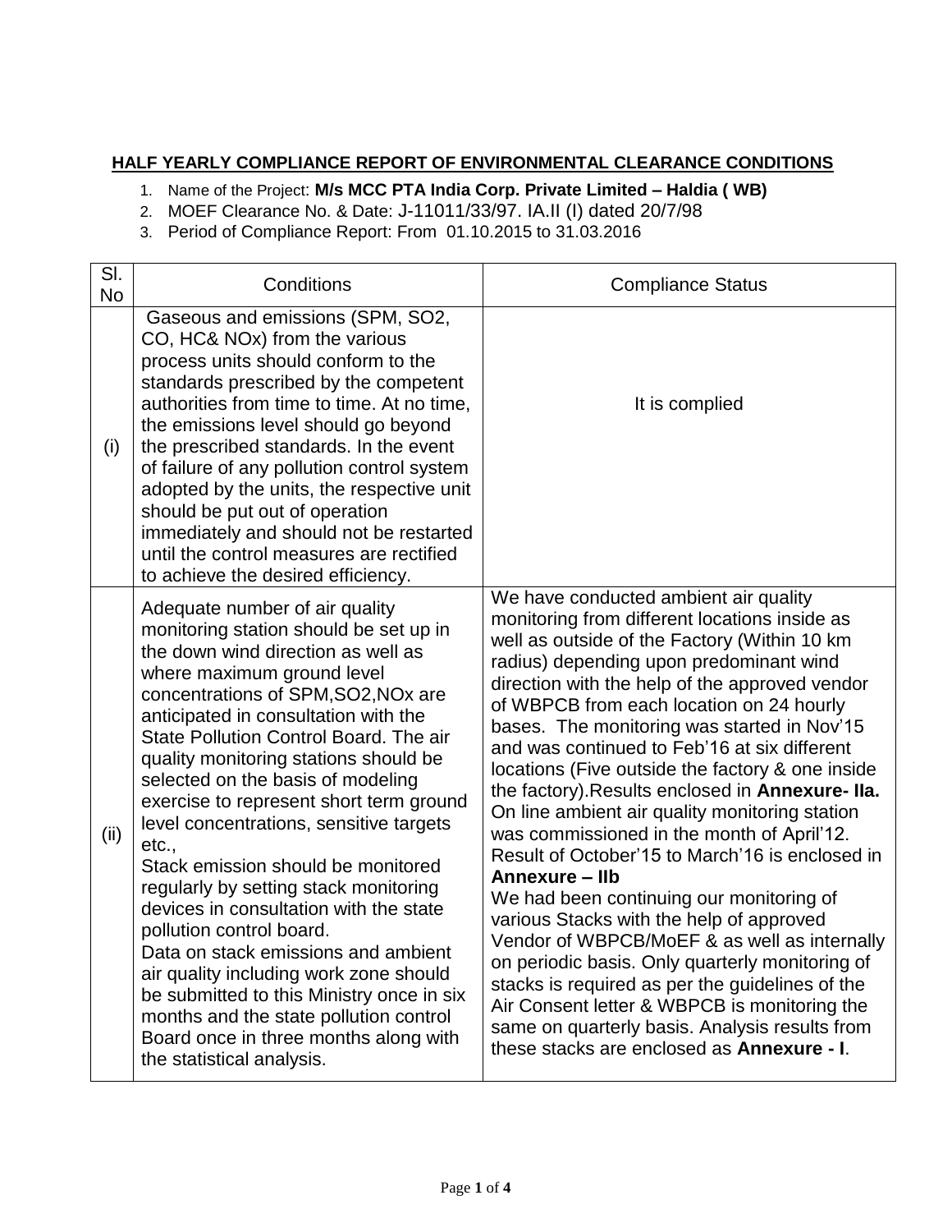**HALF YEARLY COMPLIANCE REPORT OF ENVIRONMENTAL CLEARANCE CONDITIONS**

1. Name of the Project: **M/s MCC PTA India Corp. Private Limited – Haldia ( WB)**
2. MOEF Clearance No. & Date: J-11011/33/97. IA.II (I) dated 20/7/98
3. Period of Compliance Report: From 01.10.2015 to 31.03.2016

| Sl. No | Conditions | Compliance Status |
|---|---|---|
| (i) | Gaseous and emissions (SPM, $SO_2$, CO, HC& NOx) from the various process units should conform to the standards prescribed by the competent authorities from time to time. At no time, the emissions level should go beyond the prescribed standards. In the event of failure of any pollution control system adopted by the units, the respective unit should be put out of operation immediately and should not be restarted until the control measures are rectified to achieve the desired efficiency. | It is complied |
| (ii) | Adequate number of air quality monitoring station should be set up in the down wind direction as well as where maximum ground level concentrations of SPM,$SO_2$,NOx are anticipated in consultation with the State Pollution Control Board. The air quality monitoring stations should be selected on the basis of modeling exercise to represent short term ground level concentrations, sensitive targets etc.,<br>Stack emission should be monitored regularly by setting stack monitoring devices in consultation with the state pollution control board.<br>Data on stack emissions and ambient air quality including work zone should be submitted to this Ministry once in six months and the state pollution control Board once in three months along with the statistical analysis. | We have conducted ambient air quality monitoring from different locations inside as well as outside of the Factory (Within 10 km radius) depending upon predominant wind direction with the help of the approved vendor of WBPCB from each location on 24 hourly bases. The monitoring was started in Nov'15 and was continued to Feb'16 at six different locations (Five outside the factory & one inside the factory).Results enclosed in **Annexure- IIa.**<br>On line ambient air quality monitoring station was commissioned in the month of April'12. Result of October'15 to March'16 is enclosed in **Annexure – IIb**<br>We had been continuing our monitoring of various Stacks with the help of approved Vendor of WBPCB/MoEF & as well as internally on periodic basis. Only quarterly monitoring of stacks is required as per the guidelines of the Air Consent letter & WBPCB is monitoring the same on quarterly basis. Analysis results from these stacks are enclosed as **Annexure - I**. |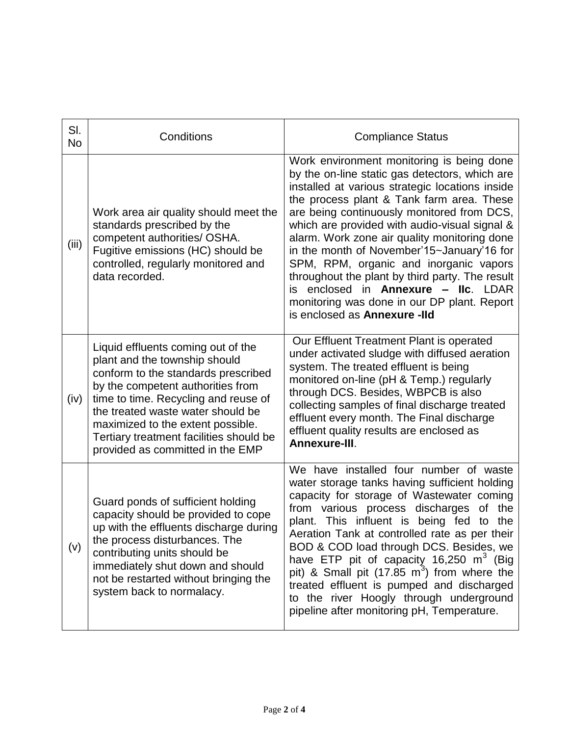| Sl. No | Conditions | Compliance Status |
|---|---|---|
| (iii) | Work area air quality should meet the standards prescribed by the competent authorities/ OSHA. Fugitive emissions (HC) should be controlled, regularly monitored and data recorded. | Work environment monitoring is being done by the on-line static gas detectors, which are installed at various strategic locations inside the process plant & Tank farm area. These are being continuously monitored from DCS, which are provided with audio-visual signal & alarm. Work zone air quality monitoring done in the month of November'15~January'16 for SPM, RPM, organic and inorganic vapors throughout the plant by third party. The result is enclosed in **Annexure – IIc**. LDAR monitoring was done in our DP plant. Report is enclosed as **Annexure -IId** |
| (iv) | Liquid effluents coming out of the plant and the township should conform to the standards prescribed by the competent authorities from time to time. Recycling and reuse of the treated waste water should be maximized to the extent possible. Tertiary treatment facilities should be provided as committed in the EMP | Our Effluent Treatment Plant is operated under activated sludge with diffused aeration system. The treated effluent is being monitored on-line (pH & Temp.) regularly through DCS. Besides, WBPCB is also collecting samples of final discharge treated effluent every month. The Final discharge effluent quality results are enclosed as **Annexure-III**. |
| (v) | Guard ponds of sufficient holding capacity should be provided to cope up with the effluents discharge during the process disturbances. The contributing units should be immediately shut down and should not be restarted without bringing the system back to normalacy. | We have installed four number of waste water storage tanks having sufficient holding capacity for storage of Wastewater coming from various process discharges of the plant. This influent is being fed to the Aeration Tank at controlled rate as per their BOD & COD load through DCS. Besides, we have ETP pit of capacity 16,250 $m^3$ (Big pit) & Small pit (17.85 $m^3$) from where the treated effluent is pumped and discharged to the river Hoogly through underground pipeline after monitoring pH, Temperature. |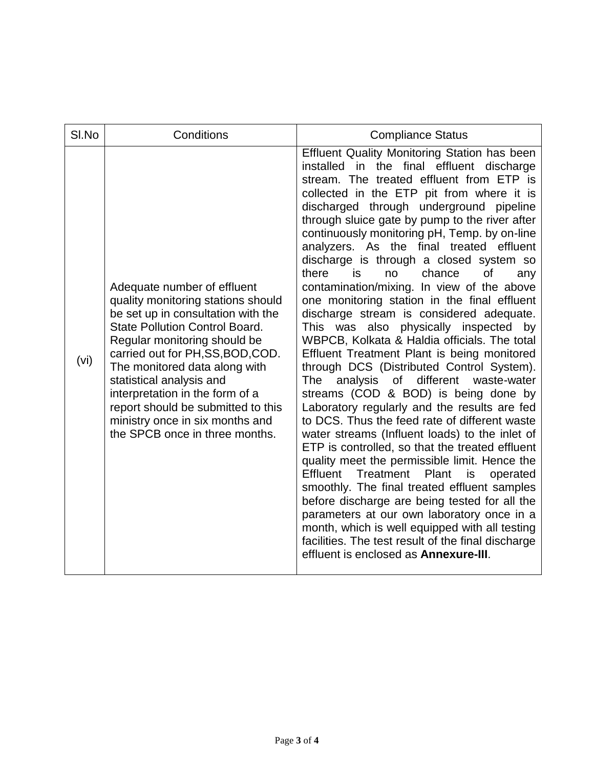| Sl.No | Conditions | Compliance Status |
|---|---|---|
| (vi) | Adequate number of effluent quality monitoring stations should be set up in consultation with the State Pollution Control Board. Regular monitoring should be carried out for PH,SS,BOD,COD. The monitored data along with statistical analysis and interpretation in the form of a report should be submitted to this ministry once in six months and the SPCB once in three months. | Effluent Quality Monitoring Station has been installed in the final effluent discharge stream. The treated effluent from ETP is collected in the ETP pit from where it is discharged through underground pipeline through sluice gate by pump to the river after continuously monitoring pH, Temp. by on-line analyzers. As the final treated effluent discharge is through a closed system so there is no chance of any contamination/mixing. In view of the above one monitoring station in the final effluent discharge stream is considered adequate. This was also physically inspected by WBPCB, Kolkata & Haldia officials. The total Effluent Treatment Plant is being monitored through DCS (Distributed Control System). The analysis of different waste-water streams (COD & BOD) is being done by Laboratory regularly and the results are fed to DCS. Thus the feed rate of different waste water streams (Influent loads) to the inlet of ETP is controlled, so that the treated effluent quality meet the permissible limit. Hence the Effluent Treatment Plant is operated smoothly. The final treated effluent samples before discharge are being tested for all the parameters at our own laboratory once in a month, which is well equipped with all testing facilities. The test result of the final discharge effluent is enclosed as **Annexure-III**. |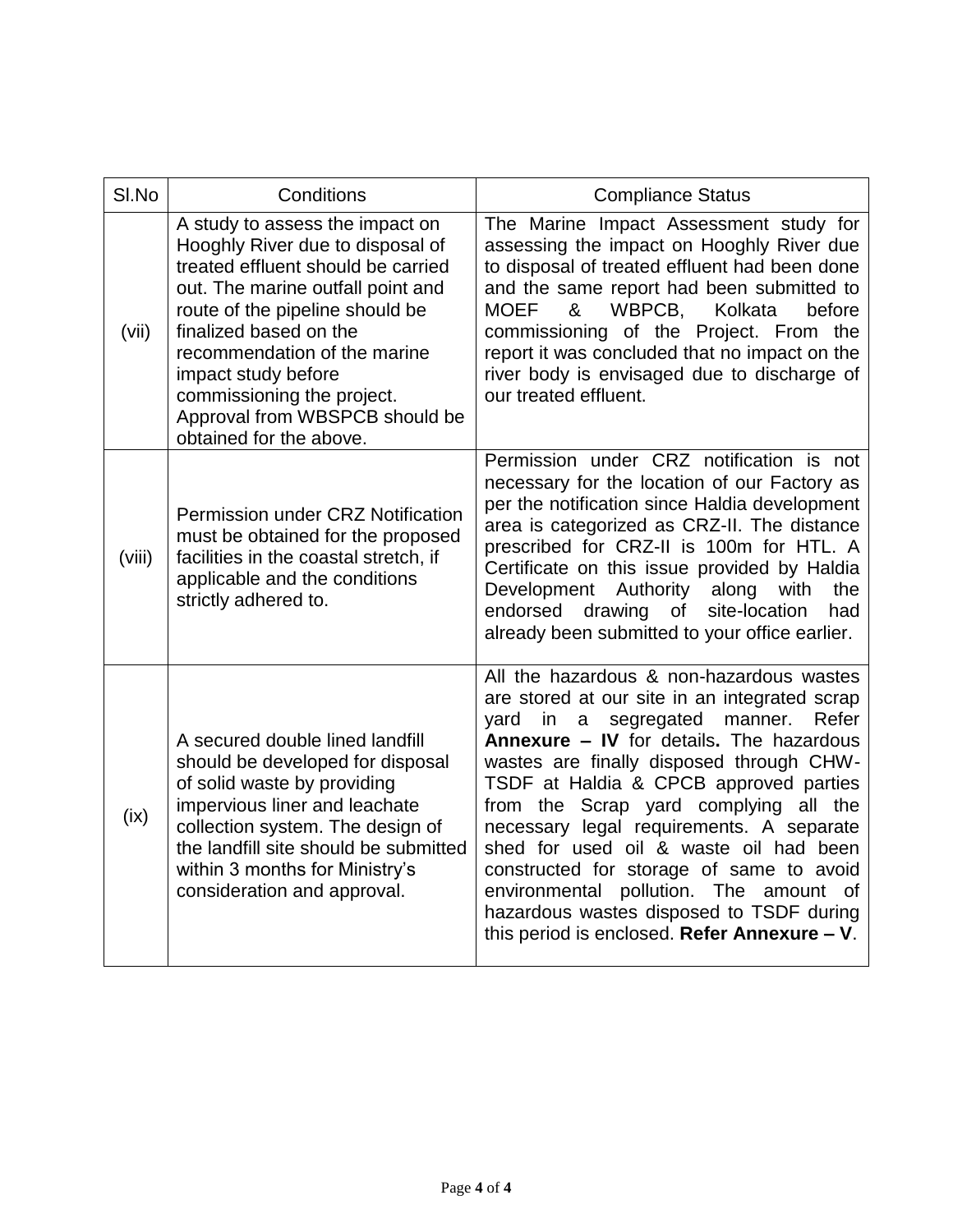| Sl.No | Conditions | Compliance Status |
|---|---|---|
| (vii) | A study to assess the impact on Hooghly River due to disposal of treated effluent should be carried out. The marine outfall point and route of the pipeline should be finalized based on the recommendation of the marine impact study before commissioning the project. Approval from WBSPCB should be obtained for the above. | The Marine Impact Assessment study for assessing the impact on Hooghly River due to disposal of treated effluent had been done and the same report had been submitted to MOEF & WBPCB, Kolkata before commissioning of the Project. From the report it was concluded that no impact on the river body is envisaged due to discharge of our treated effluent. |
| (viii) | Permission under CRZ Notification must be obtained for the proposed facilities in the coastal stretch, if applicable and the conditions strictly adhered to. | Permission under CRZ notification is not necessary for the location of our Factory as per the notification since Haldia development area is categorized as CRZ-II. The distance prescribed for CRZ-II is 100m for HTL. A Certificate on this issue provided by Haldia Development Authority along with the endorsed drawing of site-location had already been submitted to your office earlier. |
| (ix) | A secured double lined landfill should be developed for disposal of solid waste by providing impervious liner and leachate collection system. The design of the landfill site should be submitted within 3 months for Ministry's consideration and approval. | All the hazardous & non-hazardous wastes are stored at our site in an integrated scrap yard in a segregated manner. Refer **Annexure – IV** for details**.** The hazardous wastes are finally disposed through CHW-TSDF at Haldia & CPCB approved parties from the Scrap yard complying all the necessary legal requirements. A separate shed for used oil & waste oil had been constructed for storage of same to avoid environmental pollution. The amount of hazardous wastes disposed to TSDF during this period is enclosed. **Refer Annexure – V**. |